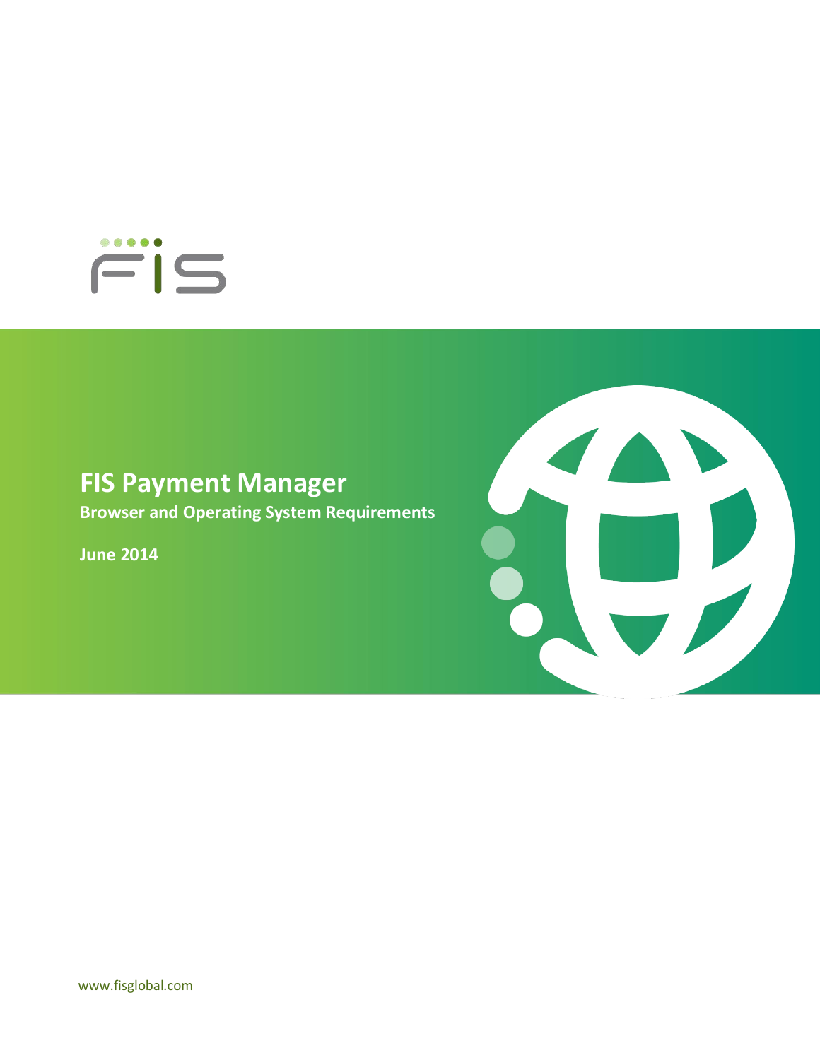# FIS Payment Manager

## Browser and Operating System Requirements

**June 2014**

www.fisglobal.com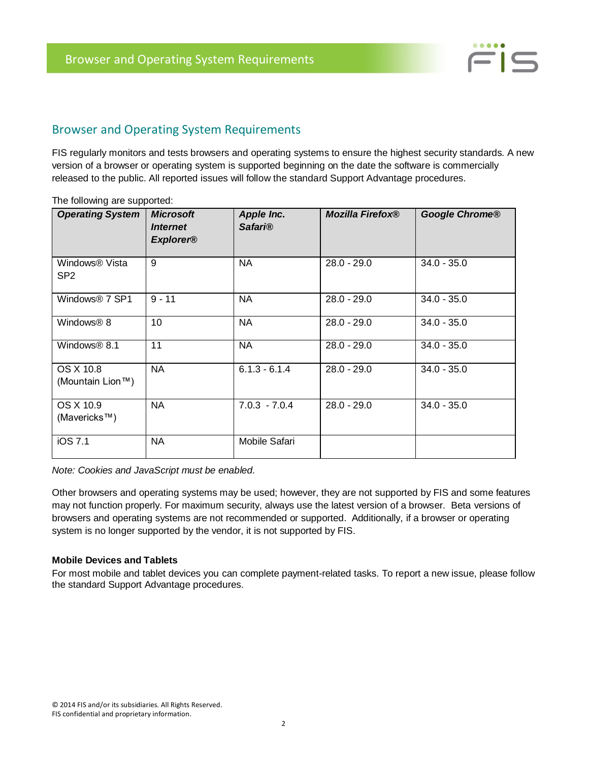## Browser and Operating System Requirements

FIS regularly monitors and tests browsers and operating systems to ensure the highest security standards. A new version of a browser or operating system is supported beginning on the date the software is commercially released to the public. All reported issues will follow the standard Support Advantage procedures.

The following are supported:

| ***Operating System*** | ***Microsoft Internet Explorer®*** | ***Apple Inc. Safari®*** | ***Mozilla Firefox®*** | ***Google Chrome®*** |
|---|---|---|---|---|
| Windows® Vista SP2 | 9 | NA | 28.0 - 29.0 | 34.0 - 35.0 |
| Windows® 7 SP1 | 9 - 11 | NA | 28.0 - 29.0 | 34.0 - 35.0 |
| Windows® 8 | 10 | NA | 28.0 - 29.0 | 34.0 - 35.0 |
| Windows® 8.1 | 11 | NA | 28.0 - 29.0 | 34.0 - 35.0 |
| OS X 10.8 (Mountain Lion™) | NA | 6.1.3 - 6.1.4 | 28.0 - 29.0 | 34.0 - 35.0 |
| OS X 10.9 (Mavericks™) | NA | 7.0.3 - 7.0.4 | 28.0 - 29.0 | 34.0 - 35.0 |
| iOS 7.1 | NA | Mobile Safari | | |

*Note: Cookies and JavaScript must be enabled.*

Other browsers and operating systems may be used; however, they are not supported by FIS and some features may not function properly. For maximum security, always use the latest version of a browser. Beta versions of browsers and operating systems are not recommended or supported. Additionally, if a browser or operating system is no longer supported by the vendor, it is not supported by FIS.

**Mobile Devices and Tablets**

For most mobile and tablet devices you can complete payment-related tasks. To report a new issue, please follow the standard Support Advantage procedures.

© 2014 FIS and/or its subsidiaries. All Rights Reserved.
FIS confidential and proprietary information.